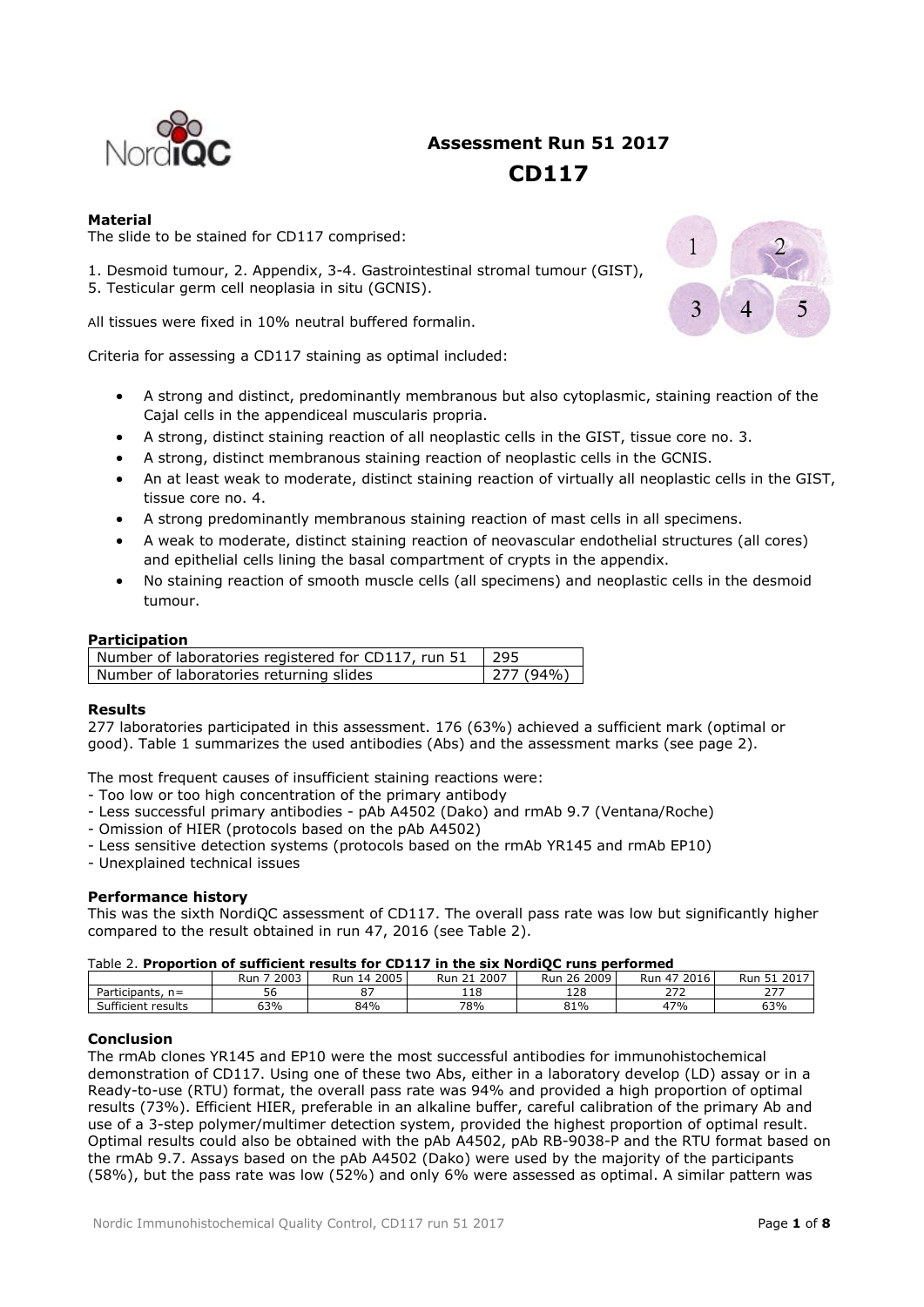# Assessment Run 51 2017

# CD117

**Material**

The slide to be stained for CD117 comprised:

1. Desmoid tumour, 2. Appendix, 3-4. Gastrointestinal stromal tumour (GIST),
5. Testicular germ cell neoplasia in situ (GCNIS).

All tissues were fixed in 10% neutral buffered formalin.

Criteria for assessing a CD117 staining as optimal included:

- A strong and distinct, predominantly membranous but also cytoplasmic, staining reaction of the Cajal cells in the appendiceal muscularis propria.
- A strong, distinct staining reaction of all neoplastic cells in the GIST, tissue core no. 3.
- A strong, distinct membranous staining reaction of neoplastic cells in the GCNIS.
- An at least weak to moderate, distinct staining reaction of virtually all neoplastic cells in the GIST, tissue core no. 4.
- A strong predominantly membranous staining reaction of mast cells in all specimens.
- A weak to moderate, distinct staining reaction of neovascular endothelial structures (all cores) and epithelial cells lining the basal compartment of crypts in the appendix.
- No staining reaction of smooth muscle cells (all specimens) and neoplastic cells in the desmoid tumour.

**Participation**

| | |
|---|---|
| Number of laboratories registered for CD117, run 51 | 295 |
| Number of laboratories returning slides | 277 (94%) |

**Results**

277 laboratories participated in this assessment. 176 (63%) achieved a sufficient mark (optimal or good). Table 1 summarizes the used antibodies (Abs) and the assessment marks (see page 2).

The most frequent causes of insufficient staining reactions were:
- Too low or too high concentration of the primary antibody
- Less successful primary antibodies - pAb A4502 (Dako) and rmAb 9.7 (Ventana/Roche)
- Omission of HIER (protocols based on the pAb A4502)
- Less sensitive detection systems (protocols based on the rmAb YR145 and rmAb EP10)
- Unexplained technical issues

**Performance history**

This was the sixth NordiQC assessment of CD117. The overall pass rate was low but significantly higher compared to the result obtained in run 47, 2016 (see Table 2).

Table 2. **Proportion of sufficient results for CD117 in the six NordiQC runs performed**

| | Run 7 2003 | Run 14 2005 | Run 21 2007 | Run 26 2009 | Run 47 2016 | Run 51 2017 |
|---|---|---|---|---|---|---|
| Participants, n= | 56 | 87 | 118 | 128 | 272 | 277 |
| Sufficient results | 63% | 84% | 78% | 81% | 47% | 63% |

**Conclusion**

The rmAb clones YR145 and EP10 were the most successful antibodies for immunohistochemical demonstration of CD117. Using one of these two Abs, either in a laboratory develop (LD) assay or in a Ready-to-use (RTU) format, the overall pass rate was 94% and provided a high proportion of optimal results (73%). Efficient HIER, preferable in an alkaline buffer, careful calibration of the primary Ab and use of a 3-step polymer/multimer detection system, provided the highest proportion of optimal result. Optimal results could also be obtained with the pAb A4502, pAb RB-9038-P and the RTU format based on the rmAb 9.7. Assays based on the pAb A4502 (Dako) were used by the majority of the participants (58%), but the pass rate was low (52%) and only 6% were assessed as optimal. A similar pattern was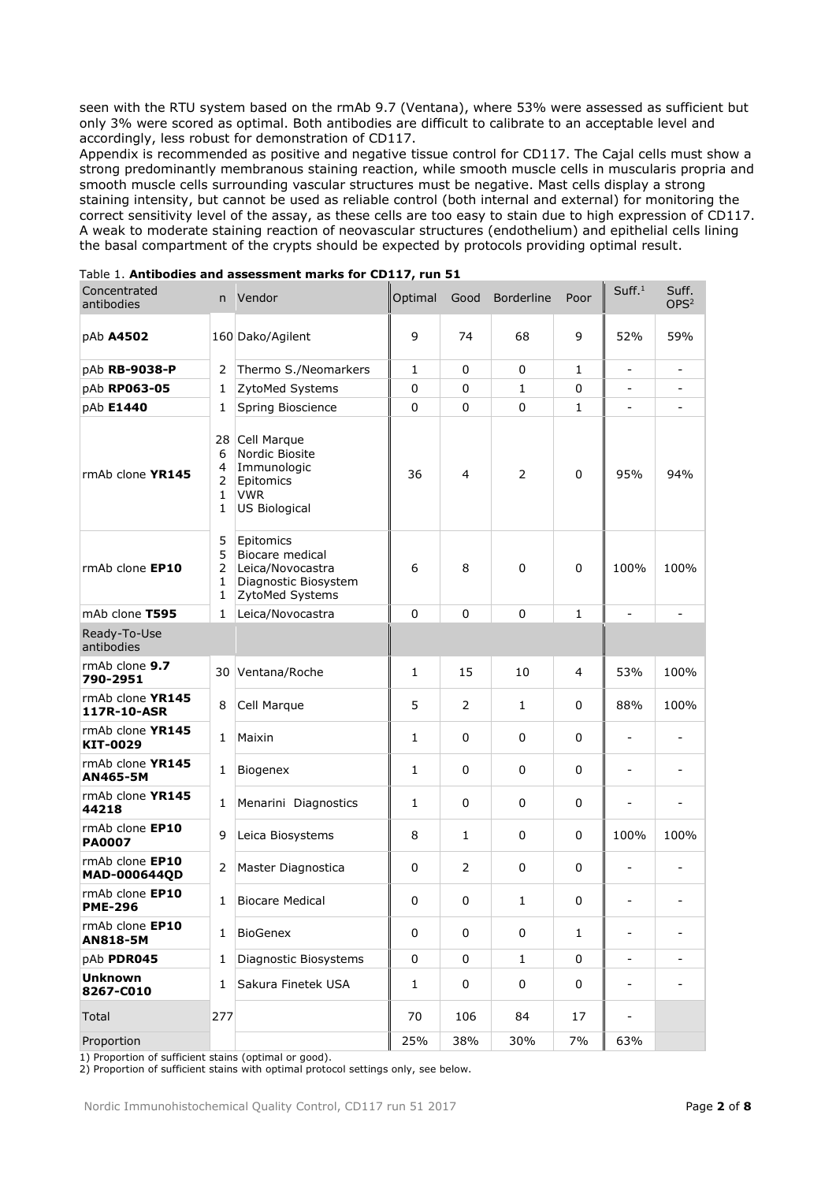seen with the RTU system based on the rmAb 9.7 (Ventana), where 53% were assessed as sufficient but only 3% were scored as optimal. Both antibodies are difficult to calibrate to an acceptable level and accordingly, less robust for demonstration of CD117.

Appendix is recommended as positive and negative tissue control for CD117. The Cajal cells must show a strong predominantly membranous staining reaction, while smooth muscle cells in muscularis propria and smooth muscle cells surrounding vascular structures must be negative. Mast cells display a strong staining intensity, but cannot be used as reliable control (both internal and external) for monitoring the correct sensitivity level of the assay, as these cells are too easy to stain due to high expression of CD117. A weak to moderate staining reaction of neovascular structures (endothelium) and epithelial cells lining the basal compartment of the crypts should be expected by protocols providing optimal result.

Table 1. **Antibodies and assessment marks for CD117, run 51**

| Concentrated antibodies | n | Vendor | Optimal | Good | Borderline | Poor | Suff.[1] | Suff. OPS[2] |
|---|---|---|---|---|---|---|---|---|
| pAb **A4502** | 160 | Dako/Agilent | 9 | 74 | 68 | 9 | 52% | 59% |
| pAb **RB-9038-P** | 2 | Thermo S./Neomarkers | 1 | 0 | 0 | 1 | - | - |
| pAb **RP063-05** | 1 | ZytoMed Systems | 0 | 0 | 1 | 0 | - | - |
| pAb **E1440** | 1 | Spring Bioscience | 0 | 0 | 0 | 1 | - | - |
| rmAb clone **YR145** | 28<br>6<br>4<br>2<br>1<br>1 | Cell Marque<br>Nordic Biosite<br>Immunologic<br>Epitomics<br>VWR<br>US Biological | 36 | 4 | 2 | 0 | 95% | 94% |
| rmAb clone **EP10** | 5<br>5<br>2<br>1<br>1 | Epitomics<br>Biocare medical<br>Leica/Novocastra<br>Diagnostic Biosystem<br>ZytoMed Systems | 6 | 8 | 0 | 0 | 100% | 100% |
| mAb clone **T595** | 1 | Leica/Novocastra | 0 | 0 | 0 | 1 | - | - |
| Ready-To-Use antibodies | | | | | | | | |
| rmAb clone **9.7** **790-2951** | 30 | Ventana/Roche | 1 | 15 | 10 | 4 | 53% | 100% |
| rmAb clone **YR145** **117R-10-ASR** | 8 | Cell Marque | 5 | 2 | 1 | 0 | 88% | 100% |
| rmAb clone **YR145** **KIT-0029** | 1 | Maixin | 1 | 0 | 0 | 0 | - | - |
| rmAb clone **YR145** **AN465-5M** | 1 | Biogenex | 1 | 0 | 0 | 0 | - | - |
| rmAb clone **YR145** **44218** | 1 | Menarini Diagnostics | 1 | 0 | 0 | 0 | - | - |
| rmAb clone **EP10** **PA0007** | 9 | Leica Biosystems | 8 | 1 | 0 | 0 | 100% | 100% |
| rmAb clone **EP10** **MAD-000644QD** | 2 | Master Diagnostica | 0 | 2 | 0 | 0 | - | - |
| rmAb clone **EP10** **PME-296** | 1 | Biocare Medical | 0 | 0 | 1 | 0 | - | - |
| rmAb clone **EP10** **AN818-5M** | 1 | BioGenex | 0 | 0 | 0 | 1 | - | - |
| pAb **PDR045** | 1 | Diagnostic Biosystems | 0 | 0 | 1 | 0 | - | - |
| **Unknown** **8267-C010** | 1 | Sakura Finetek USA | 1 | 0 | 0 | 0 | - | - |
| Total | 277 | | 70 | 106 | 84 | 17 | - | |
| Proportion | | | 25% | 38% | 30% | 7% | 63% | |

1) Proportion of sufficient stains (optimal or good).
2) Proportion of sufficient stains with optimal protocol settings only, see below.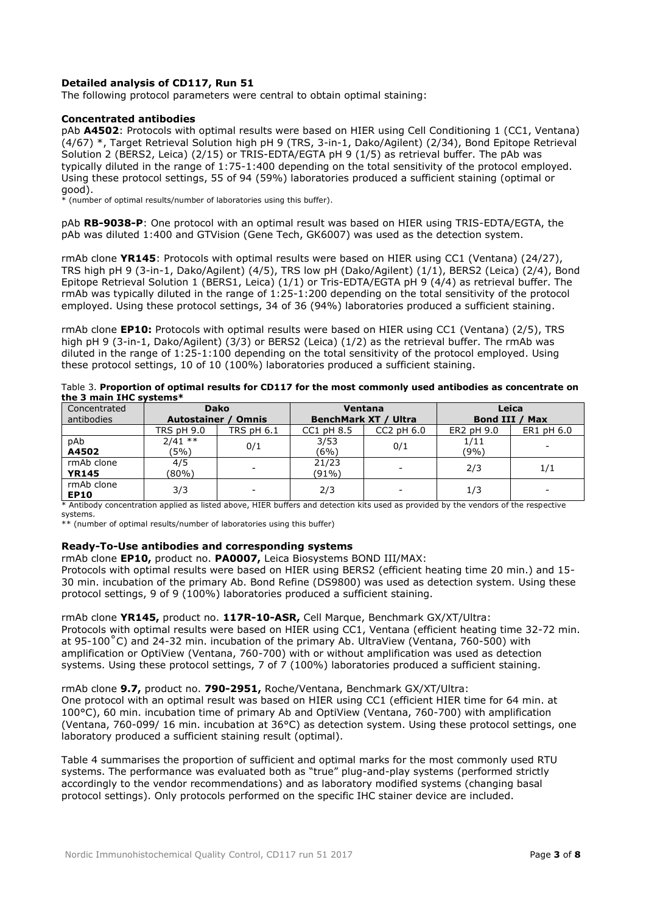### Detailed analysis of CD117, Run 51

The following protocol parameters were central to obtain optimal staining:

### Concentrated antibodies

pAb **A4502**: Protocols with optimal results were based on HIER using Cell Conditioning 1 (CC1, Ventana) (4/67) *, Target Retrieval Solution high pH 9 (TRS, 3-in-1, Dako/Agilent) (2/34), Bond Epitope Retrieval Solution 2 (BERS2, Leica) (2/15) or TRIS-EDTA/EGTA pH 9 (1/5) as retrieval buffer. The pAb was typically diluted in the range of 1:75-1:400 depending on the total sensitivity of the protocol employed. Using these protocol settings, 55 of 94 (59%) laboratories produced a sufficient staining (optimal or good).

* (number of optimal results/number of laboratories using this buffer).

pAb **RB-9038-P**: One protocol with an optimal result was based on HIER using TRIS-EDTA/EGTA, the pAb was diluted 1:400 and GTVision (Gene Tech, GK6007) was used as the detection system.

rmAb clone **YR145**: Protocols with optimal results were based on HIER using CC1 (Ventana) (24/27), TRS high pH 9 (3-in-1, Dako/Agilent) (4/5), TRS low pH (Dako/Agilent) (1/1), BERS2 (Leica) (2/4), Bond Epitope Retrieval Solution 1 (BERS1, Leica) (1/1) or Tris-EDTA/EGTA pH 9 (4/4) as retrieval buffer. The rmAb was typically diluted in the range of 1:25-1:200 depending on the total sensitivity of the protocol employed. Using these protocol settings, 34 of 36 (94%) laboratories produced a sufficient staining.

rmAb clone **EP10:** Protocols with optimal results were based on HIER using CC1 (Ventana) (2/5), TRS high pH 9 (3-in-1, Dako/Agilent) (3/3) or BERS2 (Leica) (1/2) as the retrieval buffer. The rmAb was diluted in the range of 1:25-1:100 depending on the total sensitivity of the protocol employed. Using these protocol settings, 10 of 10 (100%) laboratories produced a sufficient staining.

Table 3. **Proportion of optimal results for CD117 for the most commonly used antibodies as concentrate on the 3 main IHC systems***

| Concentrated antibodies | Dako Autostainer / Omnis | | Ventana BenchMark XT / Ultra | | Leica Bond III / Max | |
|---|---|---|---|---|---|---|
| | TRS pH 9.0 | TRS pH 6.1 | CC1 pH 8.5 | CC2 pH 6.0 | ER2 pH 9.0 | ER1 pH 6.0 |
| pAb A4502 | 2/41 ** (5%) | 0/1 | 3/53 (6%) | 0/1 | 1/11 (9%) | - |
| rmAb clone YR145 | 4/5 (80%) | - | 21/23 (91%) | - | 2/3 | 1/1 |
| rmAb clone EP10 | 3/3 | - | 2/3 | - | 1/3 | - |

* Antibody concentration applied as listed above, HIER buffers and detection kits used as provided by the vendors of the respective systems.

** (number of optimal results/number of laboratories using this buffer)

### Ready-To-Use antibodies and corresponding systems

rmAb clone **EP10,** product no. **PA0007,** Leica Biosystems BOND III/MAX:
Protocols with optimal results were based on HIER using BERS2 (efficient heating time 20 min.) and 15-30 min. incubation of the primary Ab. Bond Refine (DS9800) was used as detection system. Using these protocol settings, 9 of 9 (100%) laboratories produced a sufficient staining.

rmAb clone **YR145,** product no. **117R-10-ASR,** Cell Marque, Benchmark GX/XT/Ultra:
Protocols with optimal results were based on HIER using CC1, Ventana (efficient heating time 32-72 min. at 95-100˚C) and 24-32 min. incubation of the primary Ab. UltraView (Ventana, 760-500) with amplification or OptiView (Ventana, 760-700) with or without amplification was used as detection systems. Using these protocol settings, 7 of 7 (100%) laboratories produced a sufficient staining.

rmAb clone **9.7,** product no. **790-2951,** Roche/Ventana, Benchmark GX/XT/Ultra:
One protocol with an optimal result was based on HIER using CC1 (efficient HIER time for 64 min. at 100°C), 60 min. incubation time of primary Ab and OptiView (Ventana, 760-700) with amplification (Ventana, 760-099/ 16 min. incubation at 36°C) as detection system. Using these protocol settings, one laboratory produced a sufficient staining result (optimal).

Table 4 summarises the proportion of sufficient and optimal marks for the most commonly used RTU systems. The performance was evaluated both as "true" plug-and-play systems (performed strictly accordingly to the vendor recommendations) and as laboratory modified systems (changing basal protocol settings). Only protocols performed on the specific IHC stainer device are included.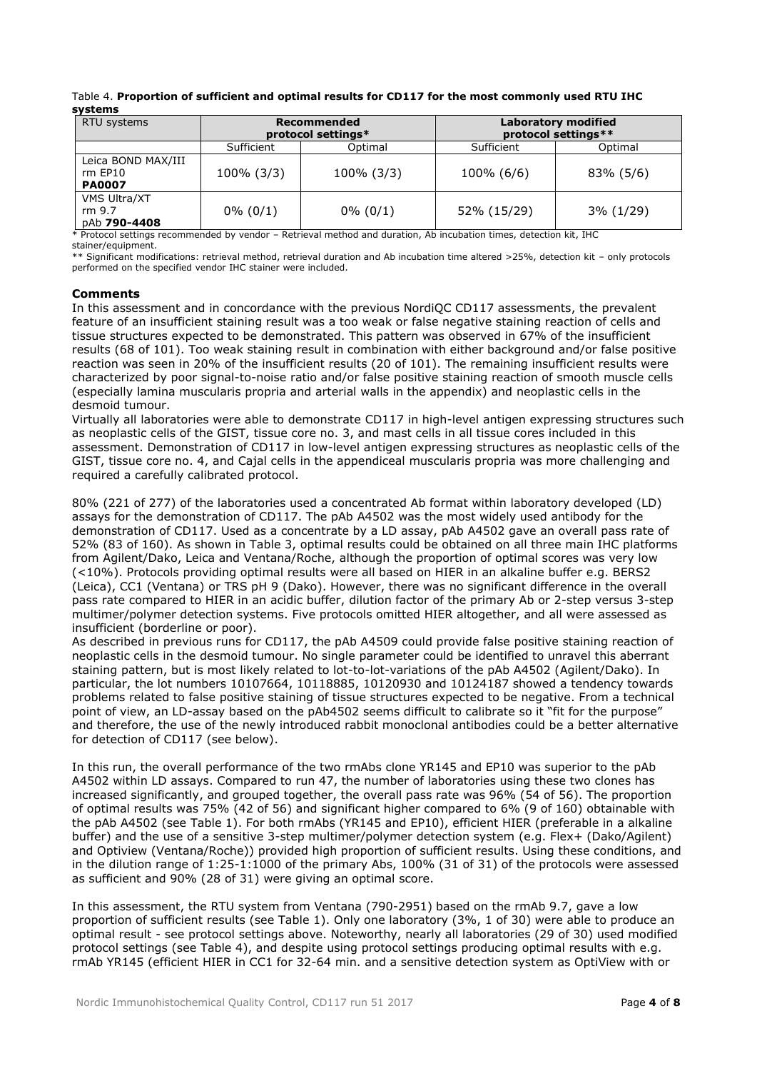Table 4. **Proportion of sufficient and optimal results for CD117 for the most commonly used RTU IHC systems**

| RTU systems | Recommended protocol settings* | | Laboratory modified protocol settings** | |
|---|---|---|---|---|
| | Sufficient | Optimal | Sufficient | Optimal |
| Leica BOND MAX/III rm EP10 **PA0007** | 100% (3/3) | 100% (3/3) | 100% (6/6) | 83% (5/6) |
| VMS Ultra/XT rm 9.7 pAb **790-4408** | 0% (0/1) | 0% (0/1) | 52% (15/29) | 3% (1/29) |

* Protocol settings recommended by vendor – Retrieval method and duration, Ab incubation times, detection kit, IHC stainer/equipment.
** Significant modifications: retrieval method, retrieval duration and Ab incubation time altered >25%, detection kit – only protocols performed on the specified vendor IHC stainer were included.

### Comments

In this assessment and in concordance with the previous NordiQC CD117 assessments, the prevalent feature of an insufficient staining result was a too weak or false negative staining reaction of cells and tissue structures expected to be demonstrated. This pattern was observed in 67% of the insufficient results (68 of 101). Too weak staining result in combination with either background and/or false positive reaction was seen in 20% of the insufficient results (20 of 101). The remaining insufficient results were characterized by poor signal-to-noise ratio and/or false positive staining reaction of smooth muscle cells (especially lamina muscularis propria and arterial walls in the appendix) and neoplastic cells in the desmoid tumour.
Virtually all laboratories were able to demonstrate CD117 in high-level antigen expressing structures such as neoplastic cells of the GIST, tissue core no. 3, and mast cells in all tissue cores included in this assessment. Demonstration of CD117 in low-level antigen expressing structures as neoplastic cells of the GIST, tissue core no. 4, and Cajal cells in the appendiceal muscularis propria was more challenging and required a carefully calibrated protocol.

80% (221 of 277) of the laboratories used a concentrated Ab format within laboratory developed (LD) assays for the demonstration of CD117. The pAb A4502 was the most widely used antibody for the demonstration of CD117. Used as a concentrate by a LD assay, pAb A4502 gave an overall pass rate of 52% (83 of 160). As shown in Table 3, optimal results could be obtained on all three main IHC platforms from Agilent/Dako, Leica and Ventana/Roche, although the proportion of optimal scores was very low (<10%). Protocols providing optimal results were all based on HIER in an alkaline buffer e.g. BERS2 (Leica), CC1 (Ventana) or TRS pH 9 (Dako). However, there was no significant difference in the overall pass rate compared to HIER in an acidic buffer, dilution factor of the primary Ab or 2-step versus 3-step multimer/polymer detection systems. Five protocols omitted HIER altogether, and all were assessed as insufficient (borderline or poor).
As described in previous runs for CD117, the pAb A4509 could provide false positive staining reaction of neoplastic cells in the desmoid tumour. No single parameter could be identified to unravel this aberrant staining pattern, but is most likely related to lot-to-lot-variations of the pAb A4502 (Agilent/Dako). In particular, the lot numbers 10107664, 10118885, 10120930 and 10124187 showed a tendency towards problems related to false positive staining of tissue structures expected to be negative. From a technical point of view, an LD-assay based on the pAb4502 seems difficult to calibrate so it "fit for the purpose" and therefore, the use of the newly introduced rabbit monoclonal antibodies could be a better alternative for detection of CD117 (see below).

In this run, the overall performance of the two rmAbs clone YR145 and EP10 was superior to the pAb A4502 within LD assays. Compared to run 47, the number of laboratories using these two clones has increased significantly, and grouped together, the overall pass rate was 96% (54 of 56). The proportion of optimal results was 75% (42 of 56) and significant higher compared to 6% (9 of 160) obtainable with the pAb A4502 (see Table 1). For both rmAbs (YR145 and EP10), efficient HIER (preferable in a alkaline buffer) and the use of a sensitive 3-step multimer/polymer detection system (e.g. Flex+ (Dako/Agilent) and Optiview (Ventana/Roche)) provided high proportion of sufficient results. Using these conditions, and in the dilution range of 1:25-1:1000 of the primary Abs, 100% (31 of 31) of the protocols were assessed as sufficient and 90% (28 of 31) were giving an optimal score.

In this assessment, the RTU system from Ventana (790-2951) based on the rmAb 9.7, gave a low proportion of sufficient results (see Table 1). Only one laboratory (3%, 1 of 30) were able to produce an optimal result - see protocol settings above. Noteworthy, nearly all laboratories (29 of 30) used modified protocol settings (see Table 4), and despite using protocol settings producing optimal results with e.g. rmAb YR145 (efficient HIER in CC1 for 32-64 min. and a sensitive detection system as OptiView with or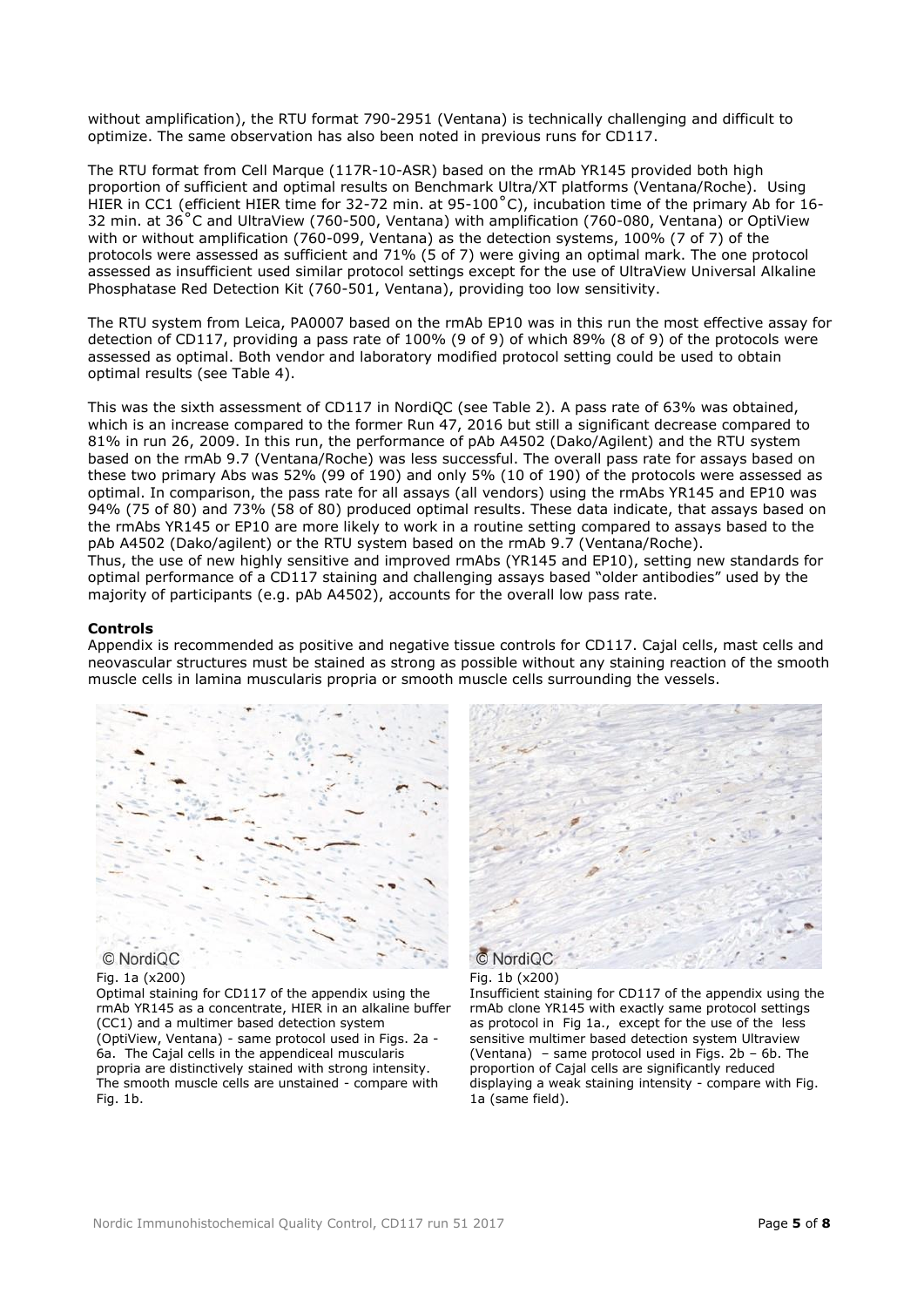without amplification), the RTU format 790-2951 (Ventana) is technically challenging and difficult to optimize. The same observation has also been noted in previous runs for CD117.

The RTU format from Cell Marque (117R-10-ASR) based on the rmAb YR145 provided both high proportion of sufficient and optimal results on Benchmark Ultra/XT platforms (Ventana/Roche). Using HIER in CC1 (efficient HIER time for 32-72 min. at 95-100˚C), incubation time of the primary Ab for 16-32 min. at 36˚C and UltraView (760-500, Ventana) with amplification (760-080, Ventana) or OptiView with or without amplification (760-099, Ventana) as the detection systems, 100% (7 of 7) of the protocols were assessed as sufficient and 71% (5 of 7) were giving an optimal mark. The one protocol assessed as insufficient used similar protocol settings except for the use of UltraView Universal Alkaline Phosphatase Red Detection Kit (760-501, Ventana), providing too low sensitivity.

The RTU system from Leica, PA0007 based on the rmAb EP10 was in this run the most effective assay for detection of CD117, providing a pass rate of 100% (9 of 9) of which 89% (8 of 9) of the protocols were assessed as optimal. Both vendor and laboratory modified protocol setting could be used to obtain optimal results (see Table 4).

This was the sixth assessment of CD117 in NordiQC (see Table 2). A pass rate of 63% was obtained, which is an increase compared to the former Run 47, 2016 but still a significant decrease compared to 81% in run 26, 2009. In this run, the performance of pAb A4502 (Dako/Agilent) and the RTU system based on the rmAb 9.7 (Ventana/Roche) was less successful. The overall pass rate for assays based on these two primary Abs was 52% (99 of 190) and only 5% (10 of 190) of the protocols were assessed as optimal. In comparison, the pass rate for all assays (all vendors) using the rmAbs YR145 and EP10 was 94% (75 of 80) and 73% (58 of 80) produced optimal results. These data indicate, that assays based on the rmAbs YR145 or EP10 are more likely to work in a routine setting compared to assays based to the pAb A4502 (Dako/agilent) or the RTU system based on the rmAb 9.7 (Ventana/Roche).
Thus, the use of new highly sensitive and improved rmAbs (YR145 and EP10), setting new standards for optimal performance of a CD117 staining and challenging assays based "older antibodies" used by the majority of participants (e.g. pAb A4502), accounts for the overall low pass rate.

**Controls**

Appendix is recommended as positive and negative tissue controls for CD117. Cajal cells, mast cells and neovascular structures must be stained as strong as possible without any staining reaction of the smooth muscle cells in lamina muscularis propria or smooth muscle cells surrounding the vessels.

Fig. 1a (x200)
Optimal staining for CD117 of the appendix using the rmAb YR145 as a concentrate, HIER in an alkaline buffer (CC1) and a multimer based detection system (OptiView, Ventana) - same protocol used in Figs. 2a - 6a. The Cajal cells in the appendiceal muscularis propria are distinctively stained with strong intensity. The smooth muscle cells are unstained - compare with Fig. 1b.

Fig. 1b (x200)
Insufficient staining for CD117 of the appendix using the rmAb clone YR145 with exactly same protocol settings as protocol in Fig 1a., except for the use of the less sensitive multimer based detection system Ultraview (Ventana) – same protocol used in Figs. 2b – 6b. The proportion of Cajal cells are significantly reduced displaying a weak staining intensity - compare with Fig. 1a (same field).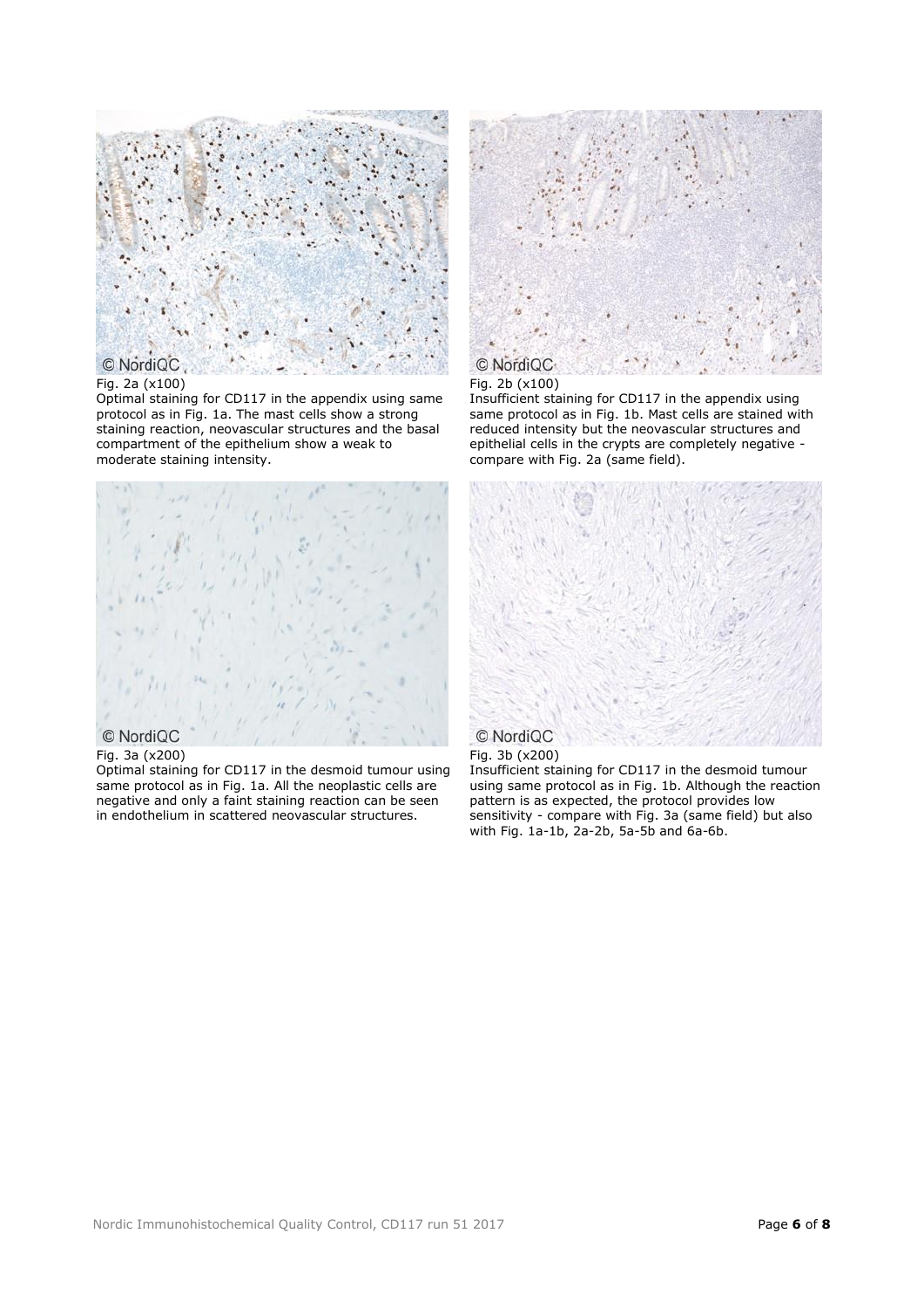Fig. 2a (x100)
Optimal staining for CD117 in the appendix using same protocol as in Fig. 1a. The mast cells show a strong staining reaction, neovascular structures and the basal compartment of the epithelium show a weak to moderate staining intensity.

Fig. 2b (x100)
Insufficient staining for CD117 in the appendix using same protocol as in Fig. 1b. Mast cells are stained with reduced intensity but the neovascular structures and epithelial cells in the crypts are completely negative - compare with Fig. 2a (same field).

Fig. 3a (x200)
Optimal staining for CD117 in the desmoid tumour using same protocol as in Fig. 1a. All the neoplastic cells are negative and only a faint staining reaction can be seen in endothelium in scattered neovascular structures.

Fig. 3b (x200)
Insufficient staining for CD117 in the desmoid tumour using same protocol as in Fig. 1b. Although the reaction pattern is as expected, the protocol provides low sensitivity - compare with Fig. 3a (same field) but also with Fig. 1a-1b, 2a-2b, 5a-5b and 6a-6b.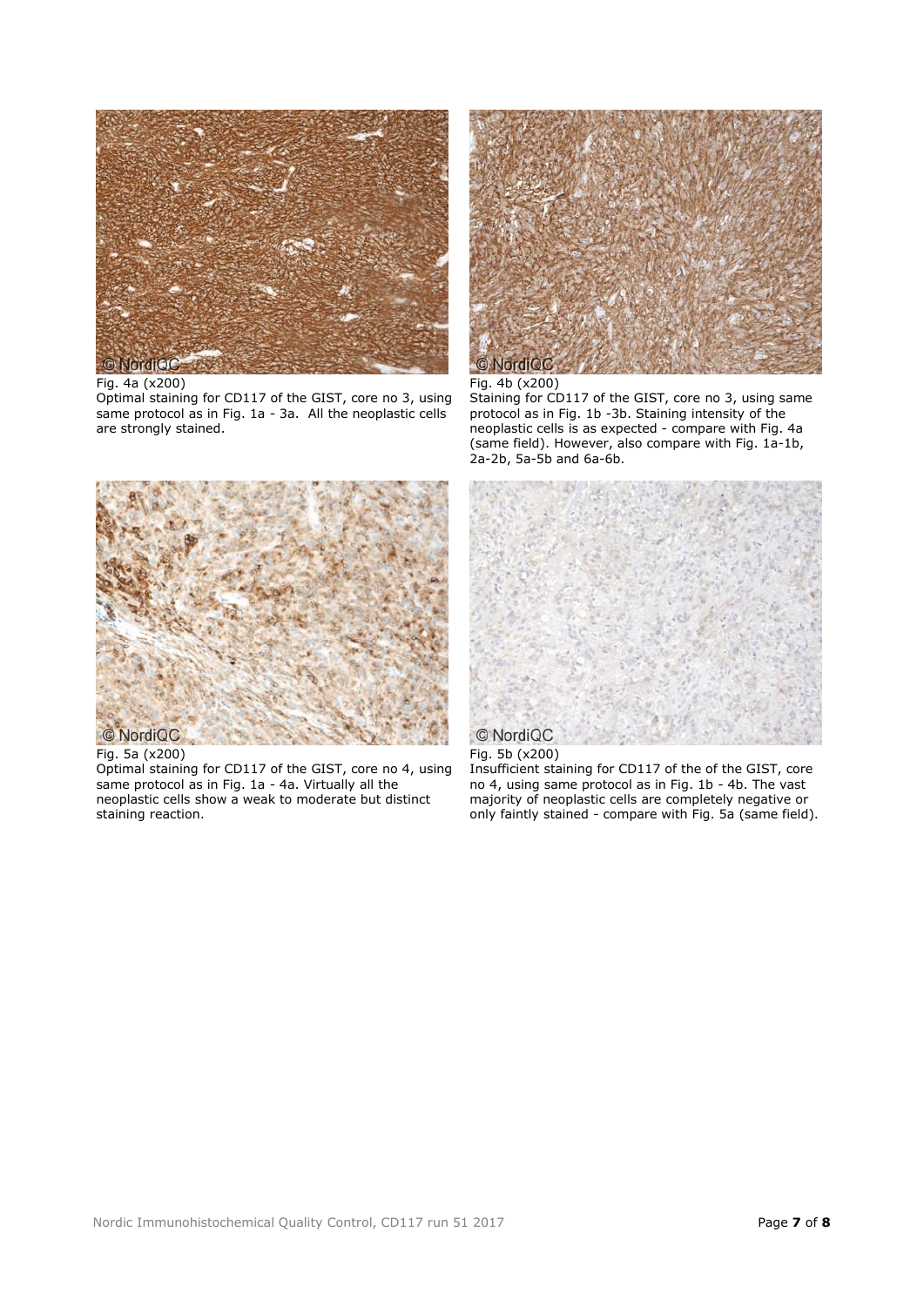Fig. 4a (x200)
Optimal staining for CD117 of the GIST, core no 3, using same protocol as in Fig. 1a - 3a. All the neoplastic cells are strongly stained.

Fig. 4b (x200)
Staining for CD117 of the GIST, core no 3, using same protocol as in Fig. 1b -3b. Staining intensity of the neoplastic cells is as expected - compare with Fig. 4a (same field). However, also compare with Fig. 1a-1b, 2a-2b, 5a-5b and 6a-6b.

Fig. 5a (x200)
Optimal staining for CD117 of the GIST, core no 4, using same protocol as in Fig. 1a - 4a. Virtually all the neoplastic cells show a weak to moderate but distinct staining reaction.

Fig. 5b (x200)
Insufficient staining for CD117 of the of the GIST, core no 4, using same protocol as in Fig. 1b - 4b. The vast majority of neoplastic cells are completely negative or only faintly stained - compare with Fig. 5a (same field).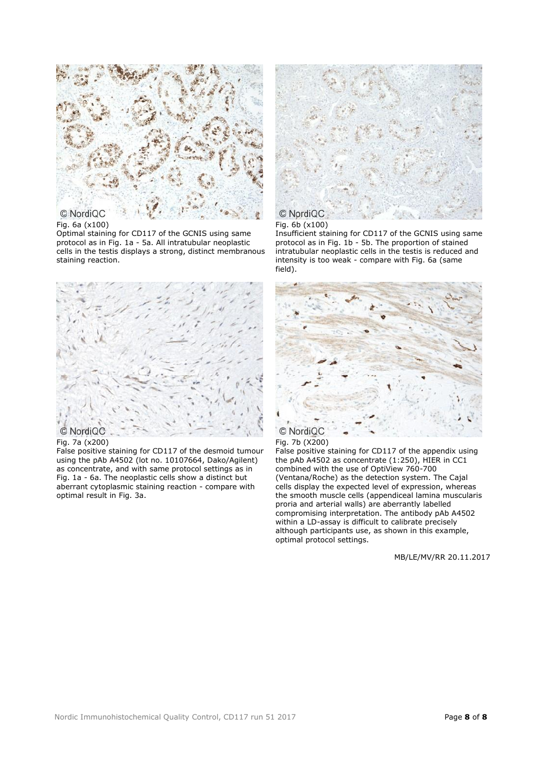Fig. 6a (x100)
Optimal staining for CD117 of the GCNIS using same protocol as in Fig. 1a - 5a. All intratubular neoplastic cells in the testis displays a strong, distinct membranous staining reaction.

Fig. 6b (x100)
Insufficient staining for CD117 of the GCNIS using same protocol as in Fig. 1b - 5b. The proportion of stained intratubular neoplastic cells in the testis is reduced and intensity is too weak - compare with Fig. 6a (same field).

Fig. 7a (x200)
False positive staining for CD117 of the desmoid tumour using the pAb A4502 (lot no. 10107664, Dako/Agilent) as concentrate, and with same protocol settings as in Fig. 1a - 6a. The neoplastic cells show a distinct but aberrant cytoplasmic staining reaction - compare with optimal result in Fig. 3a.

Fig. 7b (X200)
False positive staining for CD117 of the appendix using the pAb A4502 as concentrate (1:250), HIER in CC1 combined with the use of OptiView 760-700 (Ventana/Roche) as the detection system. The Cajal cells display the expected level of expression, whereas the smooth muscle cells (appendiceal lamina muscularis proria and arterial walls) are aberrantly labelled compromising interpretation. The antibody pAb A4502 within a LD-assay is difficult to calibrate precisely although participants use, as shown in this example, optimal protocol settings.

MB/LE/MV/RR 20.11.2017